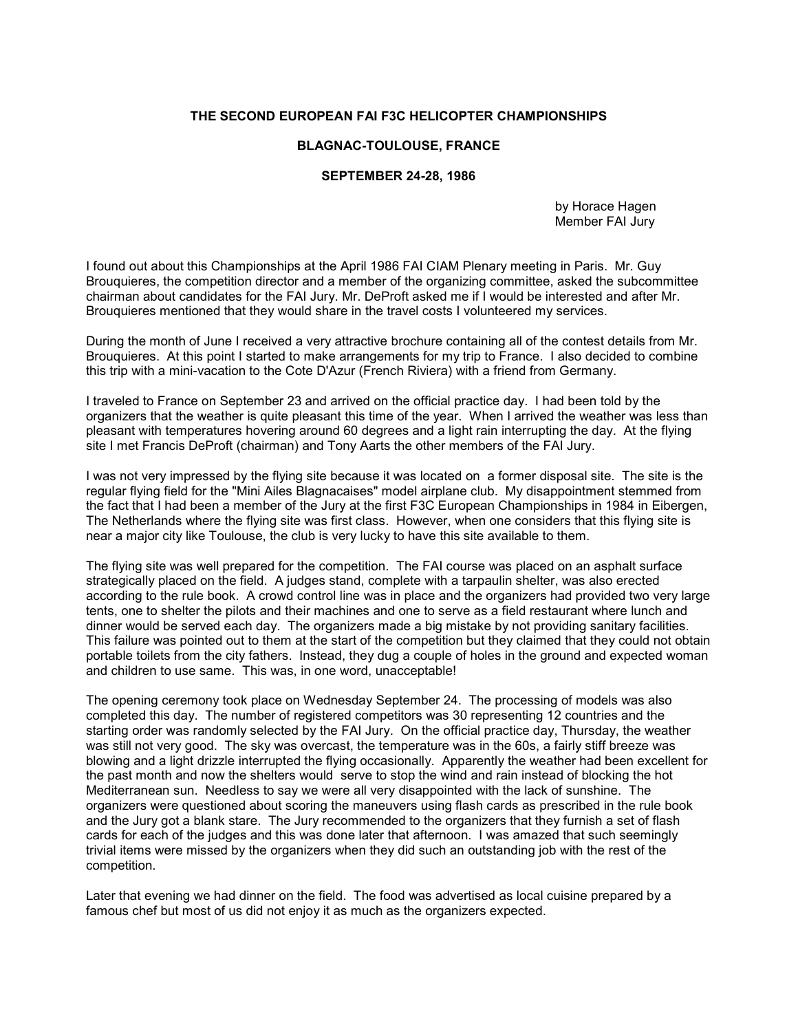**THE SECOND EUROPEAN FAI F3C HELICOPTER CHAMPIONSHIPS**

**BLAGNAC-TOULOUSE, FRANCE**

**SEPTEMBER 24-28, 1986**

by Horace Hagen
Member FAI Jury

I found out about this Championships at the April 1986 FAI CIAM Plenary meeting in Paris. Mr. Guy Brouquieres, the competition director and a member of the organizing committee, asked the subcommittee chairman about candidates for the FAI Jury. Mr. DeProft asked me if I would be interested and after Mr. Brouquieres mentioned that they would share in the travel costs I volunteered my services.

During the month of June I received a very attractive brochure containing all of the contest details from Mr. Brouquieres. At this point I started to make arrangements for my trip to France. I also decided to combine this trip with a mini-vacation to the Cote D'Azur (French Riviera) with a friend from Germany.

I traveled to France on September 23 and arrived on the official practice day. I had been told by the organizers that the weather is quite pleasant this time of the year. When I arrived the weather was less than pleasant with temperatures hovering around 60 degrees and a light rain interrupting the day. At the flying site I met Francis DeProft (chairman) and Tony Aarts the other members of the FAI Jury.

I was not very impressed by the flying site because it was located on a former disposal site. The site is the regular flying field for the "Mini Ailes Blagnacaises" model airplane club. My disappointment stemmed from the fact that I had been a member of the Jury at the first F3C European Championships in 1984 in Eibergen, The Netherlands where the flying site was first class. However, when one considers that this flying site is near a major city like Toulouse, the club is very lucky to have this site available to them.

The flying site was well prepared for the competition. The FAI course was placed on an asphalt surface strategically placed on the field. A judges stand, complete with a tarpaulin shelter, was also erected according to the rule book. A crowd control line was in place and the organizers had provided two very large tents, one to shelter the pilots and their machines and one to serve as a field restaurant where lunch and dinner would be served each day. The organizers made a big mistake by not providing sanitary facilities. This failure was pointed out to them at the start of the competition but they claimed that they could not obtain portable toilets from the city fathers. Instead, they dug a couple of holes in the ground and expected woman and children to use same. This was, in one word, unacceptable!

The opening ceremony took place on Wednesday September 24. The processing of models was also completed this day. The number of registered competitors was 30 representing 12 countries and the starting order was randomly selected by the FAI Jury. On the official practice day, Thursday, the weather was still not very good. The sky was overcast, the temperature was in the 60s, a fairly stiff breeze was blowing and a light drizzle interrupted the flying occasionally. Apparently the weather had been excellent for the past month and now the shelters would serve to stop the wind and rain instead of blocking the hot Mediterranean sun. Needless to say we were all very disappointed with the lack of sunshine. The organizers were questioned about scoring the maneuvers using flash cards as prescribed in the rule book and the Jury got a blank stare. The Jury recommended to the organizers that they furnish a set of flash cards for each of the judges and this was done later that afternoon. I was amazed that such seemingly trivial items were missed by the organizers when they did such an outstanding job with the rest of the competition.

Later that evening we had dinner on the field. The food was advertised as local cuisine prepared by a famous chef but most of us did not enjoy it as much as the organizers expected.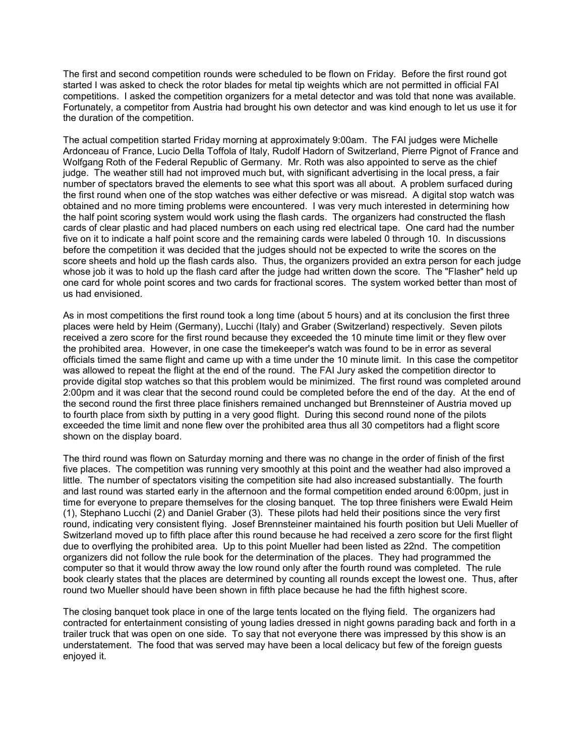The first and second competition rounds were scheduled to be flown on Friday. Before the first round got started I was asked to check the rotor blades for metal tip weights which are not permitted in official FAI competitions. I asked the competition organizers for a metal detector and was told that none was available. Fortunately, a competitor from Austria had brought his own detector and was kind enough to let us use it for the duration of the competition.

The actual competition started Friday morning at approximately 9:00am. The FAI judges were Michelle Ardonceau of France, Lucio Della Toffola of Italy, Rudolf Hadorn of Switzerland, Pierre Pignot of France and Wolfgang Roth of the Federal Republic of Germany. Mr. Roth was also appointed to serve as the chief judge. The weather still had not improved much but, with significant advertising in the local press, a fair number of spectators braved the elements to see what this sport was all about. A problem surfaced during the first round when one of the stop watches was either defective or was misread. A digital stop watch was obtained and no more timing problems were encountered. I was very much interested in determining how the half point scoring system would work using the flash cards. The organizers had constructed the flash cards of clear plastic and had placed numbers on each using red electrical tape. One card had the number five on it to indicate a half point score and the remaining cards were labeled 0 through 10. In discussions before the competition it was decided that the judges should not be expected to write the scores on the score sheets and hold up the flash cards also. Thus, the organizers provided an extra person for each judge whose job it was to hold up the flash card after the judge had written down the score. The "Flasher" held up one card for whole point scores and two cards for fractional scores. The system worked better than most of us had envisioned.

As in most competitions the first round took a long time (about 5 hours) and at its conclusion the first three places were held by Heim (Germany), Lucchi (Italy) and Graber (Switzerland) respectively. Seven pilots received a zero score for the first round because they exceeded the 10 minute time limit or they flew over the prohibited area. However, in one case the timekeeper's watch was found to be in error as several officials timed the same flight and came up with a time under the 10 minute limit. In this case the competitor was allowed to repeat the flight at the end of the round. The FAI Jury asked the competition director to provide digital stop watches so that this problem would be minimized. The first round was completed around 2:00pm and it was clear that the second round could be completed before the end of the day. At the end of the second round the first three place finishers remained unchanged but Brennsteiner of Austria moved up to fourth place from sixth by putting in a very good flight. During this second round none of the pilots exceeded the time limit and none flew over the prohibited area thus all 30 competitors had a flight score shown on the display board.

The third round was flown on Saturday morning and there was no change in the order of finish of the first five places. The competition was running very smoothly at this point and the weather had also improved a little. The number of spectators visiting the competition site had also increased substantially. The fourth and last round was started early in the afternoon and the formal competition ended around 6:00pm, just in time for everyone to prepare themselves for the closing banquet. The top three finishers were Ewald Heim (1), Stephano Lucchi (2) and Daniel Graber (3). These pilots had held their positions since the very first round, indicating very consistent flying. Josef Brennsteiner maintained his fourth position but Ueli Mueller of Switzerland moved up to fifth place after this round because he had received a zero score for the first flight due to overflying the prohibited area. Up to this point Mueller had been listed as 22nd. The competition organizers did not follow the rule book for the determination of the places. They had programmed the computer so that it would throw away the low round only after the fourth round was completed. The rule book clearly states that the places are determined by counting all rounds except the lowest one. Thus, after round two Mueller should have been shown in fifth place because he had the fifth highest score.

The closing banquet took place in one of the large tents located on the flying field. The organizers had contracted for entertainment consisting of young ladies dressed in night gowns parading back and forth in a trailer truck that was open on one side. To say that not everyone there was impressed by this show is an understatement. The food that was served may have been a local delicacy but few of the foreign guests enjoyed it.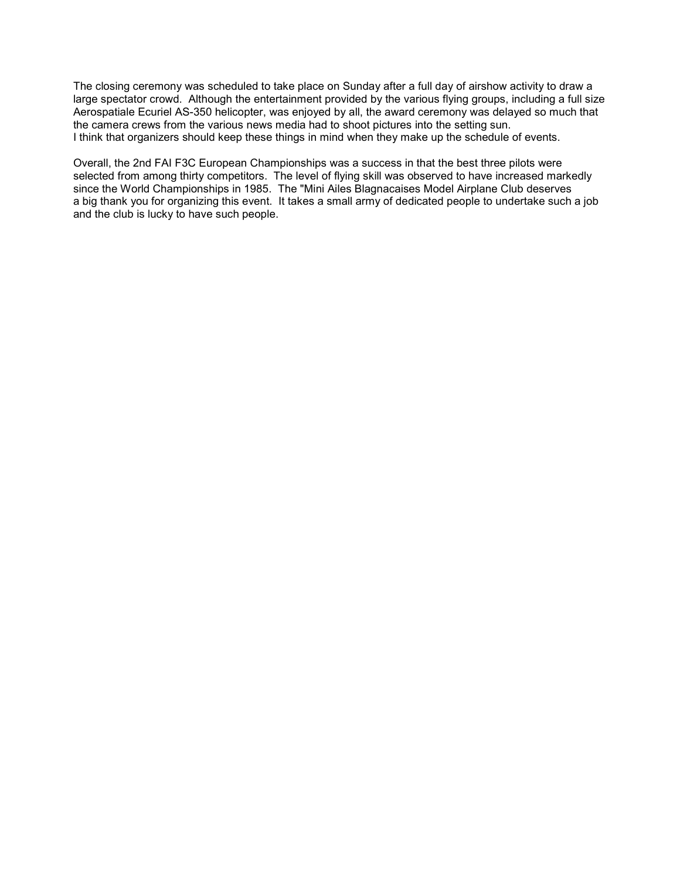The closing ceremony was scheduled to take place on Sunday after a full day of airshow activity to draw a large spectator crowd. Although the entertainment provided by the various flying groups, including a full size Aerospatiale Ecuriel AS-350 helicopter, was enjoyed by all, the award ceremony was delayed so much that the camera crews from the various news media had to shoot pictures into the setting sun.
I think that organizers should keep these things in mind when they make up the schedule of events.

Overall, the 2nd FAI F3C European Championships was a success in that the best three pilots were selected from among thirty competitors. The level of flying skill was observed to have increased markedly since the World Championships in 1985. The "Mini Ailes Blagnacaises Model Airplane Club deserves a big thank you for organizing this event. It takes a small army of dedicated people to undertake such a job and the club is lucky to have such people.